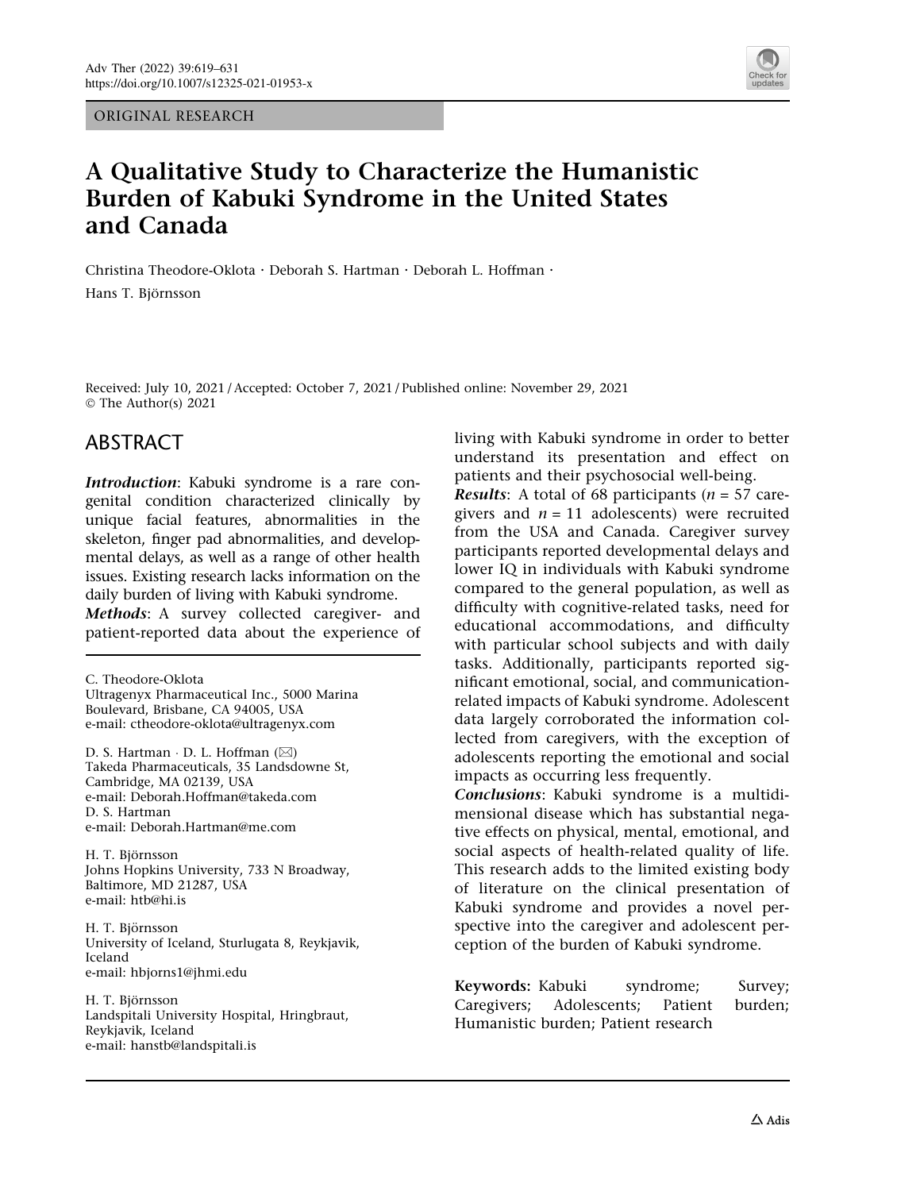ORIGINAL RESEARCH

# A Qualitative Study to Characterize the Humanistic Burden of Kabuki Syndrome in the United States and Canada

Christina Theodore-Oklota · Deborah S. Hartman · Deborah L. Hoffman · Hans T. Björnsson

Received: July 10, 2021 / Accepted: October 7, 2021 / Published online: November 29, 2021
© The Author(s) 2021

## ABSTRACT

***Introduction***: Kabuki syndrome is a rare congenital condition characterized clinically by unique facial features, abnormalities in the skeleton, finger pad abnormalities, and developmental delays, as well as a range of other health issues. Existing research lacks information on the daily burden of living with Kabuki syndrome.

***Methods***: A survey collected caregiver- and patient-reported data about the experience of living with Kabuki syndrome in order to better understand its presentation and effect on patients and their psychosocial well-being.

***Results***: A total of 68 participants ($n$ = 57 caregivers and $n$ = 11 adolescents) were recruited from the USA and Canada. Caregiver survey participants reported developmental delays and lower IQ in individuals with Kabuki syndrome compared to the general population, as well as difficulty with cognitive-related tasks, need for educational accommodations, and difficulty with particular school subjects and with daily tasks. Additionally, participants reported significant emotional, social, and communication-related impacts of Kabuki syndrome. Adolescent data largely corroborated the information collected from caregivers, with the exception of adolescents reporting the emotional and social impacts as occurring less frequently.

***Conclusions***: Kabuki syndrome is a multidimensional disease which has substantial negative effects on physical, mental, emotional, and social aspects of health-related quality of life. This research adds to the limited existing body of literature on the clinical presentation of Kabuki syndrome and provides a novel perspective into the caregiver and adolescent perception of the burden of Kabuki syndrome.

**Keywords:** Kabuki syndrome; Survey; Caregivers; Adolescents; Patient burden; Humanistic burden; Patient research

---

C. Theodore-Oklota
Ultragenyx Pharmaceutical Inc., 5000 Marina Boulevard, Brisbane, CA 94005, USA
e-mail: ctheodore-oklota@ultragenyx.com

D. S. Hartman · D. L. Hoffman (✉)
Takeda Pharmaceuticals, 35 Landsdowne St, Cambridge, MA 02139, USA
e-mail: Deborah.Hoffman@takeda.com

D. S. Hartman
e-mail: Deborah.Hartman@me.com

H. T. Björnsson
Johns Hopkins University, 733 N Broadway, Baltimore, MD 21287, USA
e-mail: htb@hi.is

H. T. Björnsson
University of Iceland, Sturlugata 8, Reykjavik, Iceland
e-mail: hbjorns1@jhmi.edu

H. T. Björnsson
Landspitali University Hospital, Hringbraut, Reykjavik, Iceland
e-mail: hanstb@landspitali.is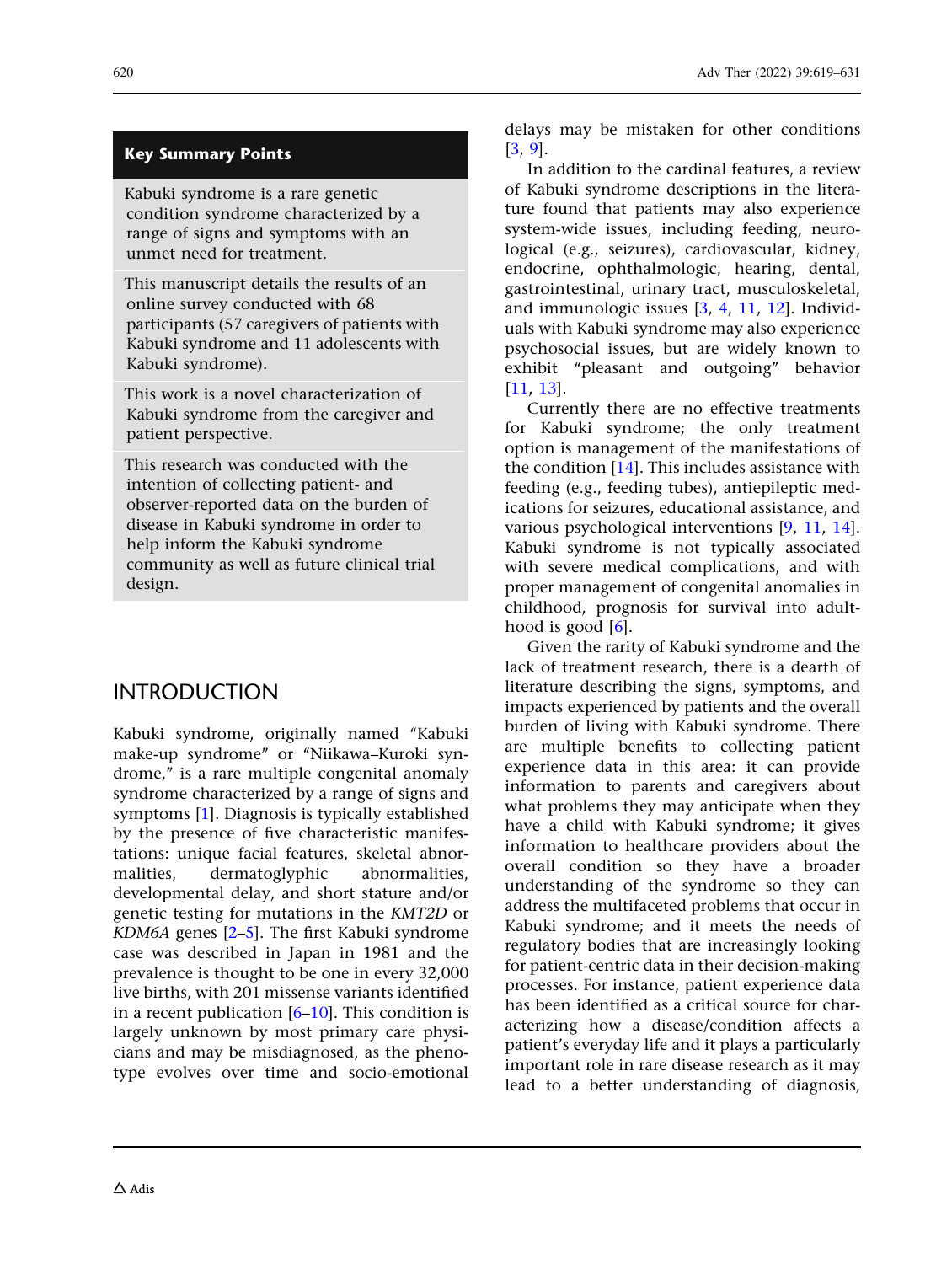## Key Summary Points

Kabuki syndrome is a rare genetic condition syndrome characterized by a range of signs and symptoms with an unmet need for treatment.

This manuscript details the results of an online survey conducted with 68 participants (57 caregivers of patients with Kabuki syndrome and 11 adolescents with Kabuki syndrome).

This work is a novel characterization of Kabuki syndrome from the caregiver and patient perspective.

This research was conducted with the intention of collecting patient- and observer-reported data on the burden of disease in Kabuki syndrome in order to help inform the Kabuki syndrome community as well as future clinical trial design.

## INTRODUCTION

Kabuki syndrome, originally named "Kabuki make-up syndrome" or "Niikawa–Kuroki syndrome," is a rare multiple congenital anomaly syndrome characterized by a range of signs and symptoms [1]. Diagnosis is typically established by the presence of five characteristic manifestations: unique facial features, skeletal abnormalities, dermatoglyphic abnormalities, developmental delay, and short stature and/or genetic testing for mutations in the *KMT2D* or *KDM6A* genes [2–5]. The first Kabuki syndrome case was described in Japan in 1981 and the prevalence is thought to be one in every 32,000 live births, with 201 missense variants identified in a recent publication [6–10]. This condition is largely unknown by most primary care physicians and may be misdiagnosed, as the phenotype evolves over time and socio-emotional delays may be mistaken for other conditions [3, 9].

In addition to the cardinal features, a review of Kabuki syndrome descriptions in the literature found that patients may also experience system-wide issues, including feeding, neurological (e.g., seizures), cardiovascular, kidney, endocrine, ophthalmologic, hearing, dental, gastrointestinal, urinary tract, musculoskeletal, and immunologic issues [3, 4, 11, 12]. Individuals with Kabuki syndrome may also experience psychosocial issues, but are widely known to exhibit "pleasant and outgoing" behavior [11, 13].

Currently there are no effective treatments for Kabuki syndrome; the only treatment option is management of the manifestations of the condition [14]. This includes assistance with feeding (e.g., feeding tubes), antiepileptic medications for seizures, educational assistance, and various psychological interventions [9, 11, 14]. Kabuki syndrome is not typically associated with severe medical complications, and with proper management of congenital anomalies in childhood, prognosis for survival into adulthood is good [6].

Given the rarity of Kabuki syndrome and the lack of treatment research, there is a dearth of literature describing the signs, symptoms, and impacts experienced by patients and the overall burden of living with Kabuki syndrome. There are multiple benefits to collecting patient experience data in this area: it can provide information to parents and caregivers about what problems they may anticipate when they have a child with Kabuki syndrome; it gives information to healthcare providers about the overall condition so they have a broader understanding of the syndrome so they can address the multifaceted problems that occur in Kabuki syndrome; and it meets the needs of regulatory bodies that are increasingly looking for patient-centric data in their decision-making processes. For instance, patient experience data has been identified as a critical source for characterizing how a disease/condition affects a patient's everyday life and it plays a particularly important role in rare disease research as it may lead to a better understanding of diagnosis,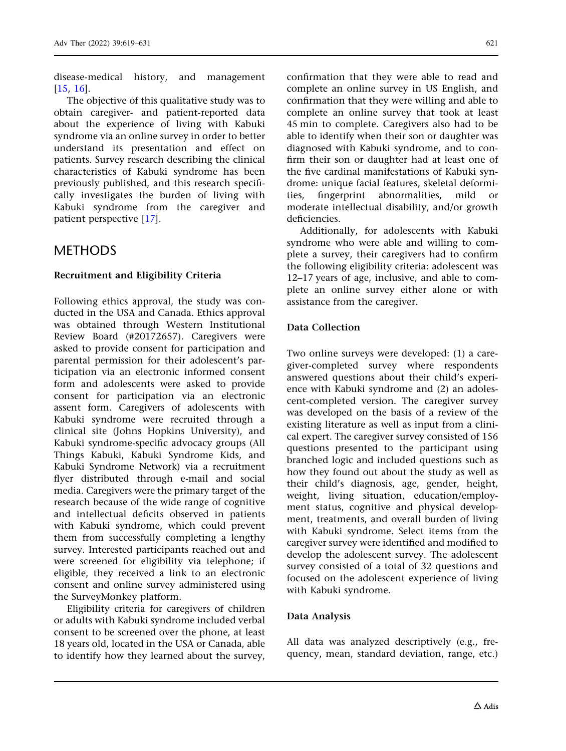disease-medical history, and management [15, 16].

The objective of this qualitative study was to obtain caregiver- and patient-reported data about the experience of living with Kabuki syndrome via an online survey in order to better understand its presentation and effect on patients. Survey research describing the clinical characteristics of Kabuki syndrome has been previously published, and this research specifically investigates the burden of living with Kabuki syndrome from the caregiver and patient perspective [17].

# METHODS

### Recruitment and Eligibility Criteria

Following ethics approval, the study was conducted in the USA and Canada. Ethics approval was obtained through Western Institutional Review Board (#20172657). Caregivers were asked to provide consent for participation and parental permission for their adolescent's participation via an electronic informed consent form and adolescents were asked to provide consent for participation via an electronic assent form. Caregivers of adolescents with Kabuki syndrome were recruited through a clinical site (Johns Hopkins University), and Kabuki syndrome-specific advocacy groups (All Things Kabuki, Kabuki Syndrome Kids, and Kabuki Syndrome Network) via a recruitment flyer distributed through e-mail and social media. Caregivers were the primary target of the research because of the wide range of cognitive and intellectual deficits observed in patients with Kabuki syndrome, which could prevent them from successfully completing a lengthy survey. Interested participants reached out and were screened for eligibility via telephone; if eligible, they received a link to an electronic consent and online survey administered using the SurveyMonkey platform.

Eligibility criteria for caregivers of children or adults with Kabuki syndrome included verbal consent to be screened over the phone, at least 18 years old, located in the USA or Canada, able to identify how they learned about the survey, confirmation that they were able to read and complete an online survey in US English, and confirmation that they were willing and able to complete an online survey that took at least 45 min to complete. Caregivers also had to be able to identify when their son or daughter was diagnosed with Kabuki syndrome, and to confirm their son or daughter had at least one of the five cardinal manifestations of Kabuki syndrome: unique facial features, skeletal deformities, fingerprint abnormalities, mild or moderate intellectual disability, and/or growth deficiencies.

Additionally, for adolescents with Kabuki syndrome who were able and willing to complete a survey, their caregivers had to confirm the following eligibility criteria: adolescent was 12–17 years of age, inclusive, and able to complete an online survey either alone or with assistance from the caregiver.

### Data Collection

Two online surveys were developed: (1) a caregiver-completed survey where respondents answered questions about their child's experience with Kabuki syndrome and (2) an adolescent-completed version. The caregiver survey was developed on the basis of a review of the existing literature as well as input from a clinical expert. The caregiver survey consisted of 156 questions presented to the participant using branched logic and included questions such as how they found out about the study as well as their child's diagnosis, age, gender, height, weight, living situation, education/employment status, cognitive and physical development, treatments, and overall burden of living with Kabuki syndrome. Select items from the caregiver survey were identified and modified to develop the adolescent survey. The adolescent survey consisted of a total of 32 questions and focused on the adolescent experience of living with Kabuki syndrome.

### Data Analysis

All data was analyzed descriptively (e.g., frequency, mean, standard deviation, range, etc.)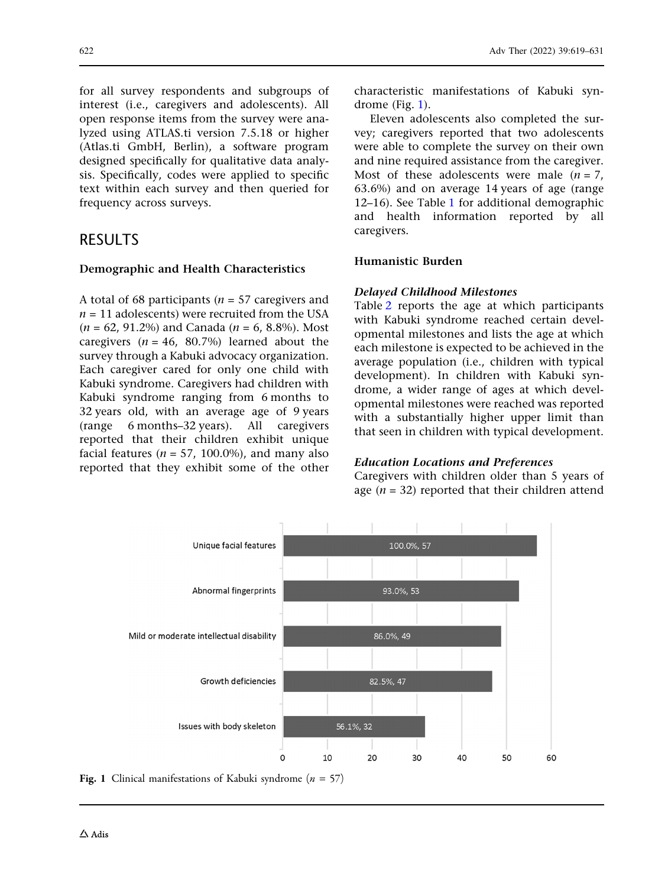for all survey respondents and subgroups of interest (i.e., caregivers and adolescents). All open response items from the survey were analyzed using ATLAS.ti version 7.5.18 or higher (Atlas.ti GmbH, Berlin), a software program designed specifically for qualitative data analysis. Specifically, codes were applied to specific text within each survey and then queried for frequency across surveys.

## RESULTS

### Demographic and Health Characteristics

A total of 68 participants (*n* = 57 caregivers and *n* = 11 adolescents) were recruited from the USA (*n* = 62, 91.2%) and Canada (*n* = 6, 8.8%). Most caregivers (*n* = 46, 80.7%) learned about the survey through a Kabuki advocacy organization. Each caregiver cared for only one child with Kabuki syndrome. Caregivers had children with Kabuki syndrome ranging from 6 months to 32 years old, with an average age of 9 years (range 6 months–32 years). All caregivers reported that their children exhibit unique facial features (*n* = 57, 100.0%), and many also reported that they exhibit some of the other characteristic manifestations of Kabuki syndrome (Fig. 1).

Eleven adolescents also completed the survey; caregivers reported that two adolescents were able to complete the survey on their own and nine required assistance from the caregiver. Most of these adolescents were male (*n* = 7, 63.6%) and on average 14 years of age (range 12–16). See Table 1 for additional demographic and health information reported by all caregivers.

### Humanistic Burden

#### *Delayed Childhood Milestones*

Table 2 reports the age at which participants with Kabuki syndrome reached certain developmental milestones and lists the age at which each milestone is expected to be achieved in the average population (i.e., children with typical development). In children with Kabuki syndrome, a wider range of ages at which developmental milestones were reached was reported with a substantially higher upper limit than that seen in children with typical development.

#### *Education Locations and Preferences*

Caregivers with children older than 5 years of age (*n* = 32) reported that their children attend

| Clinical manifestation | % , n |
|---|---|
| Unique facial features | 100.0%, 57 |
| Abnormal fingerprints | 93.0%, 53 |
| Mild or moderate intellectual disability | 86.0%, 49 |
| Growth deficiencies | 82.5%, 47 |
| Issues with body skeleton | 56.1%, 32 |

**Fig. 1** Clinical manifestations of Kabuki syndrome (*n* = 57)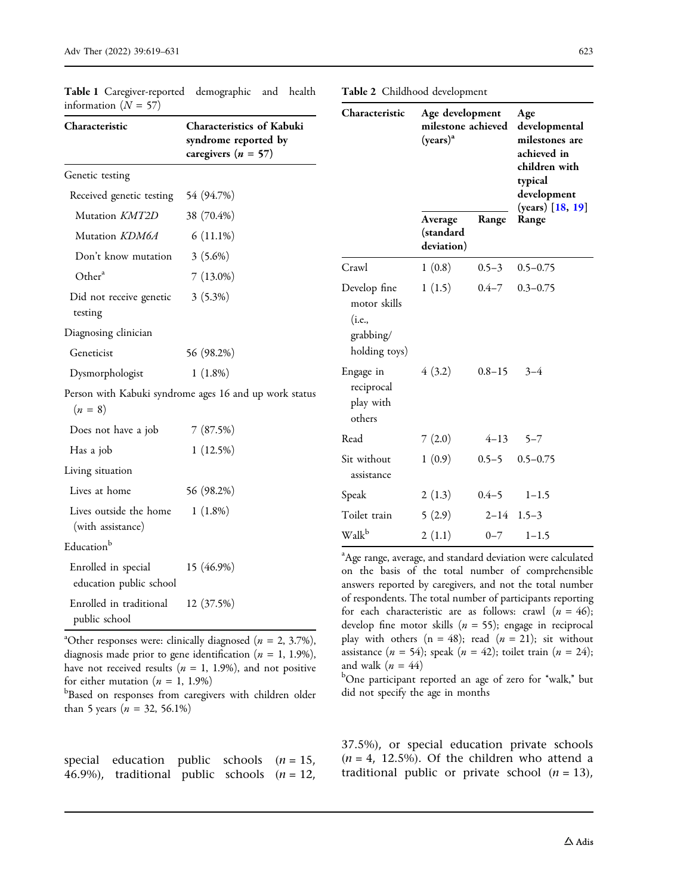**Table 1** Caregiver-reported demographic and health information ($N$ = 57)

| Characteristic | Characteristics of Kabuki syndrome reported by caregivers ($n$ = 57) |
|---|---|
| Genetic testing | |
| Received genetic testing | 54 (94.7%) |
| Mutation *KMT2D* | 38 (70.4%) |
| Mutation *KDM6A* | 6 (11.1%) |
| Don't know mutation | 3 (5.6%) |
| Other[a] | 7 (13.0%) |
| Did not receive genetic testing | 3 (5.3%) |
| Diagnosing clinician | |
| Geneticist | 56 (98.2%) |
| Dysmorphologist | 1 (1.8%) |
| Person with Kabuki syndrome ages 16 and up work status ($n$ = 8) | |
| Does not have a job | 7 (87.5%) |
| Has a job | 1 (12.5%) |
| Living situation | |
| Lives at home | 56 (98.2%) |
| Lives outside the home (with assistance) | 1 (1.8%) |
| Education[b] | |
| Enrolled in special education public school | 15 (46.9%) |
| Enrolled in traditional public school | 12 (37.5%) |

[a]Other responses were: clinically diagnosed ($n$ = 2, 3.7%), diagnosis made prior to gene identification ($n$ = 1, 1.9%), have not received results ($n$ = 1, 1.9%), and not positive for either mutation ($n$ = 1, 1.9%)

[b]Based on responses from caregivers with children older than 5 years ($n$ = 32, 56.1%)

**Table 2** Childhood development

| Characteristic | Age development milestone achieved (years)[a] | | Age developmental milestones are achieved in children with typical development (years) [18, 19] |
|---|---|---|---|
| | Average (standard deviation) | Range | Range |
| Crawl | 1 (0.8) | 0.5–3 | 0.5–0.75 |
| Develop fine motor skills (i.e., grabbing/holding toys) | 1 (1.5) | 0.4–7 | 0.3–0.75 |
| Engage in reciprocal play with others | 4 (3.2) | 0.8–15 | 3–4 |
| Read | 7 (2.0) | 4–13 | 5–7 |
| Sit without assistance | 1 (0.9) | 0.5–5 | 0.5–0.75 |
| Speak | 2 (1.3) | 0.4–5 | 1–1.5 |
| Toilet train | 5 (2.9) | 2–14 | 1.5–3 |
| Walk[b] | 2 (1.1) | 0–7 | 1–1.5 |

[a]Age range, average, and standard deviation were calculated on the basis of the total number of comprehensible answers reported by caregivers, and not the total number of respondents. The total number of participants reporting for each characteristic are as follows: crawl ($n$ = 46); develop fine motor skills ($n$ = 55); engage in reciprocal play with others (n = 48); read ($n$ = 21); sit without assistance ($n$ = 54); speak ($n$ = 42); toilet train ($n$ = 24); and walk ($n$ = 44)

[b]One participant reported an age of zero for "walk," but did not specify the age in months

special education public schools ($n$ = 15, 46.9%), traditional public schools ($n$ = 12, 37.5%), or special education private schools ($n$ = 4, 12.5%). Of the children who attend a traditional public or private school ($n$ = 13),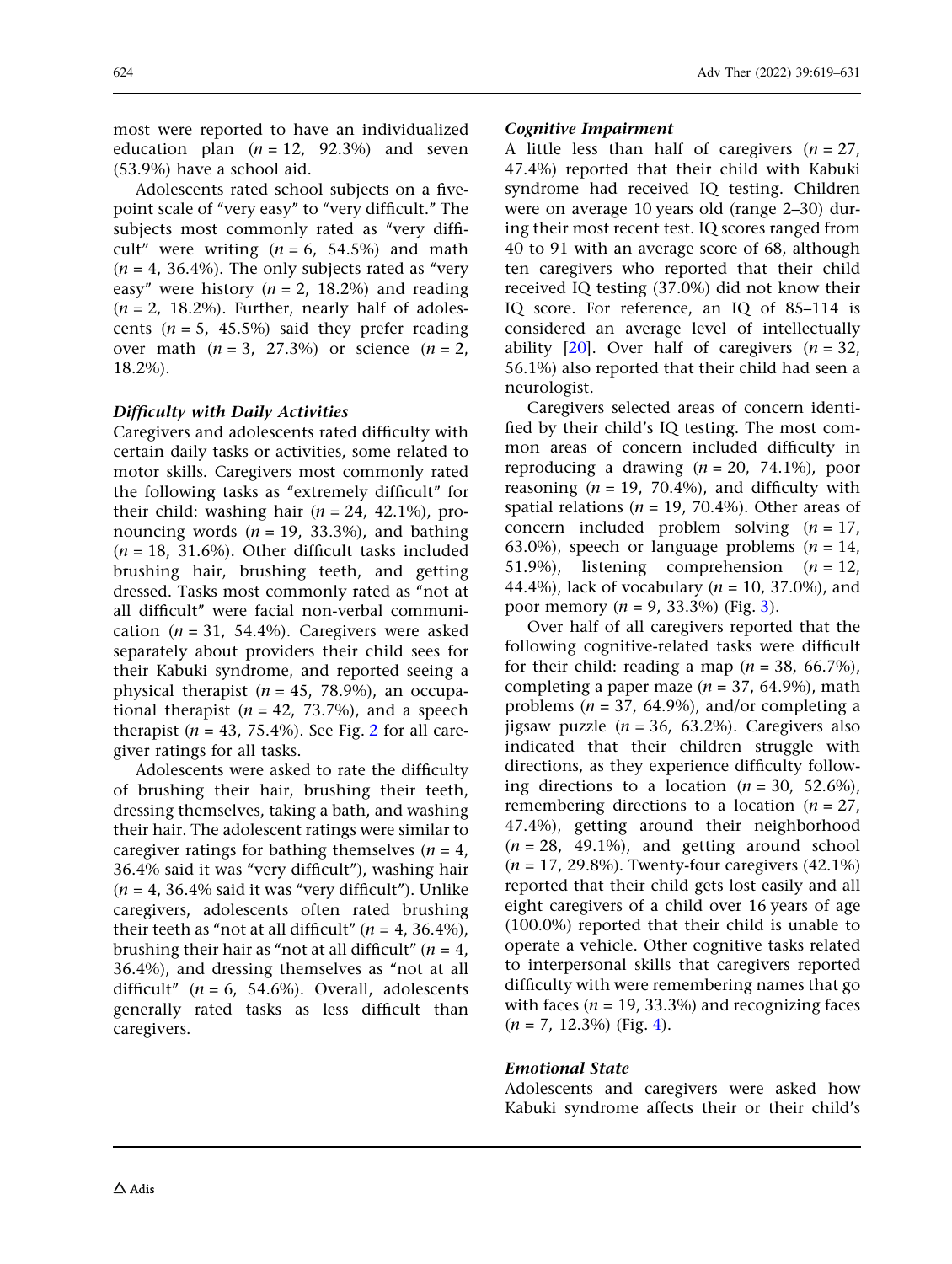most were reported to have an individualized education plan ($n = 12$, 92.3%) and seven (53.9%) have a school aid.

Adolescents rated school subjects on a five-point scale of "very easy" to "very difficult." The subjects most commonly rated as "very difficult" were writing ($n = 6$, 54.5%) and math ($n = 4$, 36.4%). The only subjects rated as "very easy" were history ($n = 2$, 18.2%) and reading ($n = 2$, 18.2%). Further, nearly half of adolescents ($n = 5$, 45.5%) said they prefer reading over math ($n = 3$, 27.3%) or science ($n = 2$, 18.2%).

### *Difficulty with Daily Activities*

Caregivers and adolescents rated difficulty with certain daily tasks or activities, some related to motor skills. Caregivers most commonly rated the following tasks as "extremely difficult" for their child: washing hair ($n = 24$, 42.1%), pronouncing words ($n = 19$, 33.3%), and bathing ($n = 18$, 31.6%). Other difficult tasks included brushing hair, brushing teeth, and getting dressed. Tasks most commonly rated as "not at all difficult" were facial non-verbal communication ($n = 31$, 54.4%). Caregivers were asked separately about providers their child sees for their Kabuki syndrome, and reported seeing a physical therapist ($n = 45$, 78.9%), an occupational therapist ($n = 42$, 73.7%), and a speech therapist ($n = 43$, 75.4%). See Fig. 2 for all caregiver ratings for all tasks.

Adolescents were asked to rate the difficulty of brushing their hair, brushing their teeth, dressing themselves, taking a bath, and washing their hair. The adolescent ratings were similar to caregiver ratings for bathing themselves ($n = 4$, 36.4% said it was "very difficult"), washing hair ($n = 4$, 36.4% said it was "very difficult"). Unlike caregivers, adolescents often rated brushing their teeth as "not at all difficult" ($n = 4$, 36.4%), brushing their hair as "not at all difficult" ($n = 4$, 36.4%), and dressing themselves as "not at all difficult" ($n = 6$, 54.6%). Overall, adolescents generally rated tasks as less difficult than caregivers.

### *Cognitive Impairment*

A little less than half of caregivers ($n = 27$, 47.4%) reported that their child with Kabuki syndrome had received IQ testing. Children were on average 10 years old (range 2–30) during their most recent test. IQ scores ranged from 40 to 91 with an average score of 68, although ten caregivers who reported that their child received IQ testing (37.0%) did not know their IQ score. For reference, an IQ of 85–114 is considered an average level of intellectually ability [20]. Over half of caregivers ($n = 32$, 56.1%) also reported that their child had seen a neurologist.

Caregivers selected areas of concern identified by their child's IQ testing. The most common areas of concern included difficulty in reproducing a drawing ($n = 20$, 74.1%), poor reasoning ($n = 19$, 70.4%), and difficulty with spatial relations ($n = 19$, 70.4%). Other areas of concern included problem solving ($n = 17$, 63.0%), speech or language problems ($n = 14$, 51.9%), listening comprehension ($n = 12$, 44.4%), lack of vocabulary ($n = 10$, 37.0%), and poor memory ($n = 9$, 33.3%) (Fig. 3).

Over half of all caregivers reported that the following cognitive-related tasks were difficult for their child: reading a map ($n = 38$, 66.7%), completing a paper maze ($n = 37$, 64.9%), math problems ($n = 37$, 64.9%), and/or completing a jigsaw puzzle ($n = 36$, 63.2%). Caregivers also indicated that their children struggle with directions, as they experience difficulty following directions to a location ($n = 30$, 52.6%), remembering directions to a location ($n = 27$, 47.4%), getting around their neighborhood ($n = 28$, 49.1%), and getting around school ($n = 17$, 29.8%). Twenty-four caregivers (42.1%) reported that their child gets lost easily and all eight caregivers of a child over 16 years of age (100.0%) reported that their child is unable to operate a vehicle. Other cognitive tasks related to interpersonal skills that caregivers reported difficulty with were remembering names that go with faces ($n = 19$, 33.3%) and recognizing faces ($n = 7$, 12.3%) (Fig. 4).

### *Emotional State*

Adolescents and caregivers were asked how Kabuki syndrome affects their or their child's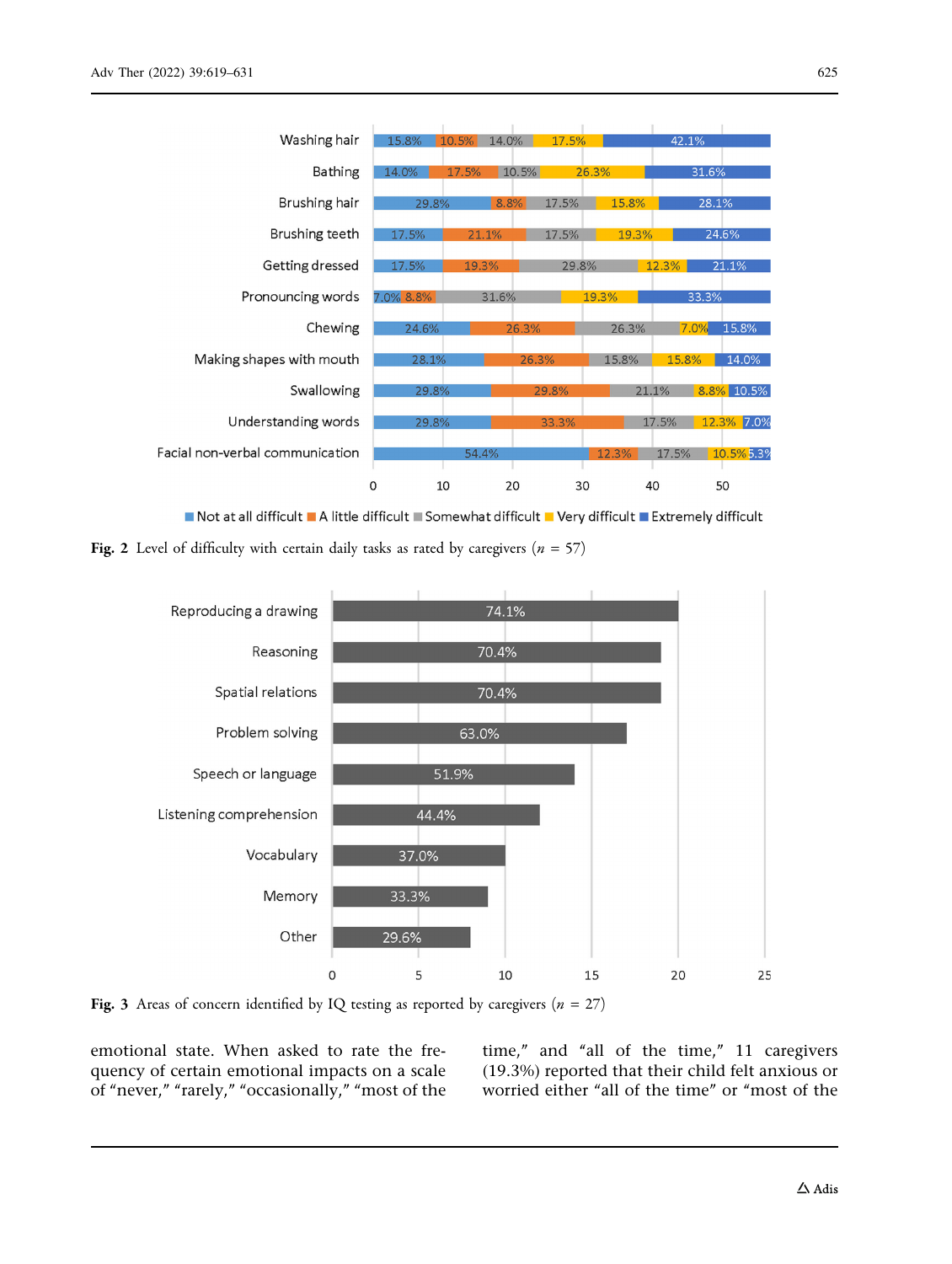| Task | Not at all difficult | A little difficult | Somewhat difficult | Very difficult | Extremely difficult |
|---|---|---|---|---|---|
| Washing hair | 15.8% | 10.5% | 14.0% | 17.5% | 42.1% |
| Bathing | 14.0% | 17.5% | 10.5% | 26.3% | 31.6% |
| Brushing hair | 29.8% | 8.8% | 17.5% | 15.8% | 28.1% |
| Brushing teeth | 17.5% | 21.1% | 17.5% | 19.3% | 24.6% |
| Getting dressed | 17.5% | 19.3% | 29.8% | 12.3% | 21.1% |
| Pronouncing words | 7.0% | 8.8% | 31.6% | 19.3% | 33.3% |
| Chewing | 24.6% | 26.3% | 26.3% | 7.0% | 15.8% |
| Making shapes with mouth | 28.1% | 26.3% | 15.8% | 15.8% | 14.0% |
| Swallowing | 29.8% | 29.8% | 21.1% | 8.8% | 10.5% |
| Understanding words | 29.8% | 33.3% | 17.5% | 12.3% | 7.0% |
| Facial non-verbal communication | 54.4% | 12.3% | 17.5% | 10.5% | 5.3% |

**Fig. 2** Level of difficulty with certain daily tasks as rated by caregivers ($n$ = 57)

| Area of concern | Percentage |
|---|---|
| Reproducing a drawing | 74.1% |
| Reasoning | 70.4% |
| Spatial relations | 70.4% |
| Problem solving | 63.0% |
| Speech or language | 51.9% |
| Listening comprehension | 44.4% |
| Vocabulary | 37.0% |
| Memory | 33.3% |
| Other | 29.6% |

**Fig. 3** Areas of concern identified by IQ testing as reported by caregivers ($n$ = 27)

emotional state. When asked to rate the frequency of certain emotional impacts on a scale of "never," "rarely," "occasionally," "most of the time," and "all of the time," 11 caregivers (19.3%) reported that their child felt anxious or worried either "all of the time" or "most of the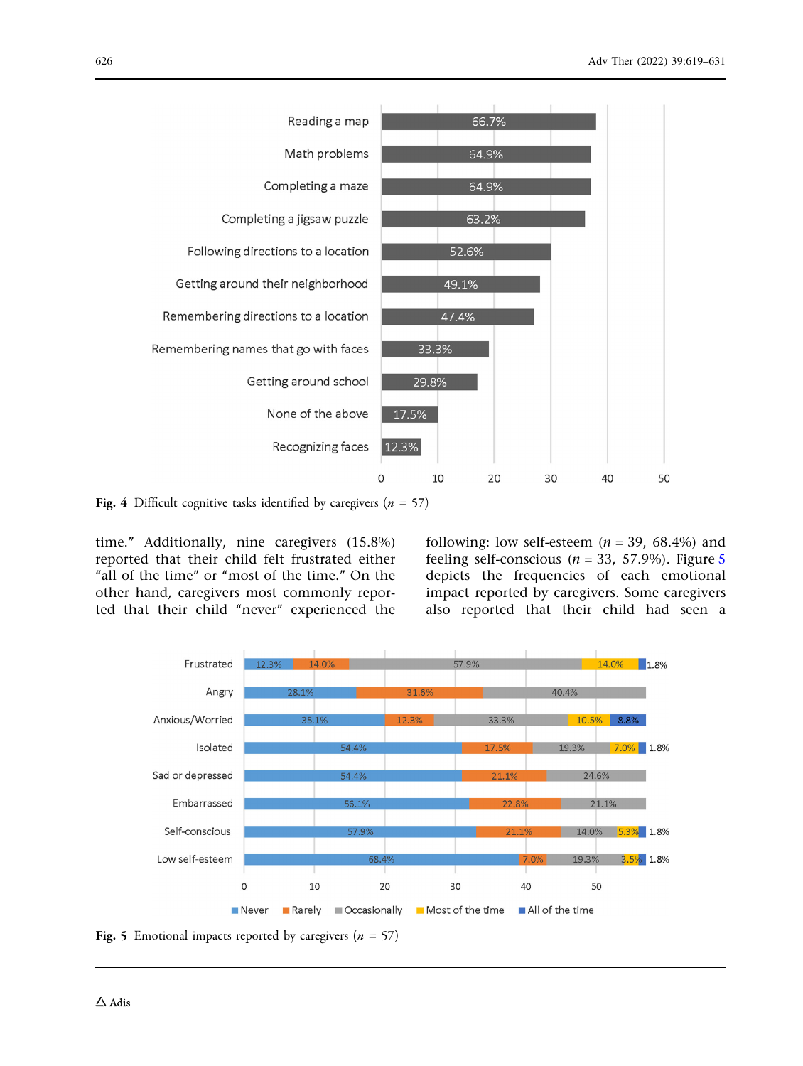Fig. 4 Difficult cognitive tasks identified by caregivers ($n$ = 57)

| Task | Percentage |
|---|---|
| Reading a map | 66.7% |
| Math problems | 64.9% |
| Completing a maze | 64.9% |
| Completing a jigsaw puzzle | 63.2% |
| Following directions to a location | 52.6% |
| Getting around their neighborhood | 49.1% |
| Remembering directions to a location | 47.4% |
| Remembering names that go with faces | 33.3% |
| Getting around school | 29.8% |
| None of the above | 17.5% |
| Recognizing faces | 12.3% |

time." Additionally, nine caregivers (15.8%) reported that their child felt frustrated either "all of the time" or "most of the time." On the other hand, caregivers most commonly reported that their child "never" experienced the following: low self-esteem ($n$ = 39, 68.4%) and feeling self-conscious ($n$ = 33, 57.9%). Figure 5 depicts the frequencies of each emotional impact reported by caregivers. Some caregivers also reported that their child had seen a

Fig. 5 Emotional impacts reported by caregivers ($n$ = 57)

| Emotion | Never | Rarely | Occasionally | Most of the time | All of the time |
|---|---|---|---|---|---|
| Frustrated | 12.3% | 14.0% | 57.9% | 14.0% | 1.8% |
| Angry | 28.1% | 31.6% | 40.4% | | |
| Anxious/Worried | 35.1% | 12.3% | 33.3% | 10.5% | 8.8% |
| Isolated | 54.4% | 17.5% | 19.3% | 7.0% | 1.8% |
| Sad or depressed | 54.4% | 21.1% | 24.6% | | |
| Embarrassed | 56.1% | 22.8% | 21.1% | | |
| Self-conscious | 57.9% | 21.1% | 14.0% | 5.3% | 1.8% |
| Low self-esteem | 68.4% | 7.0% | 19.3% | 3.5% | 1.8% |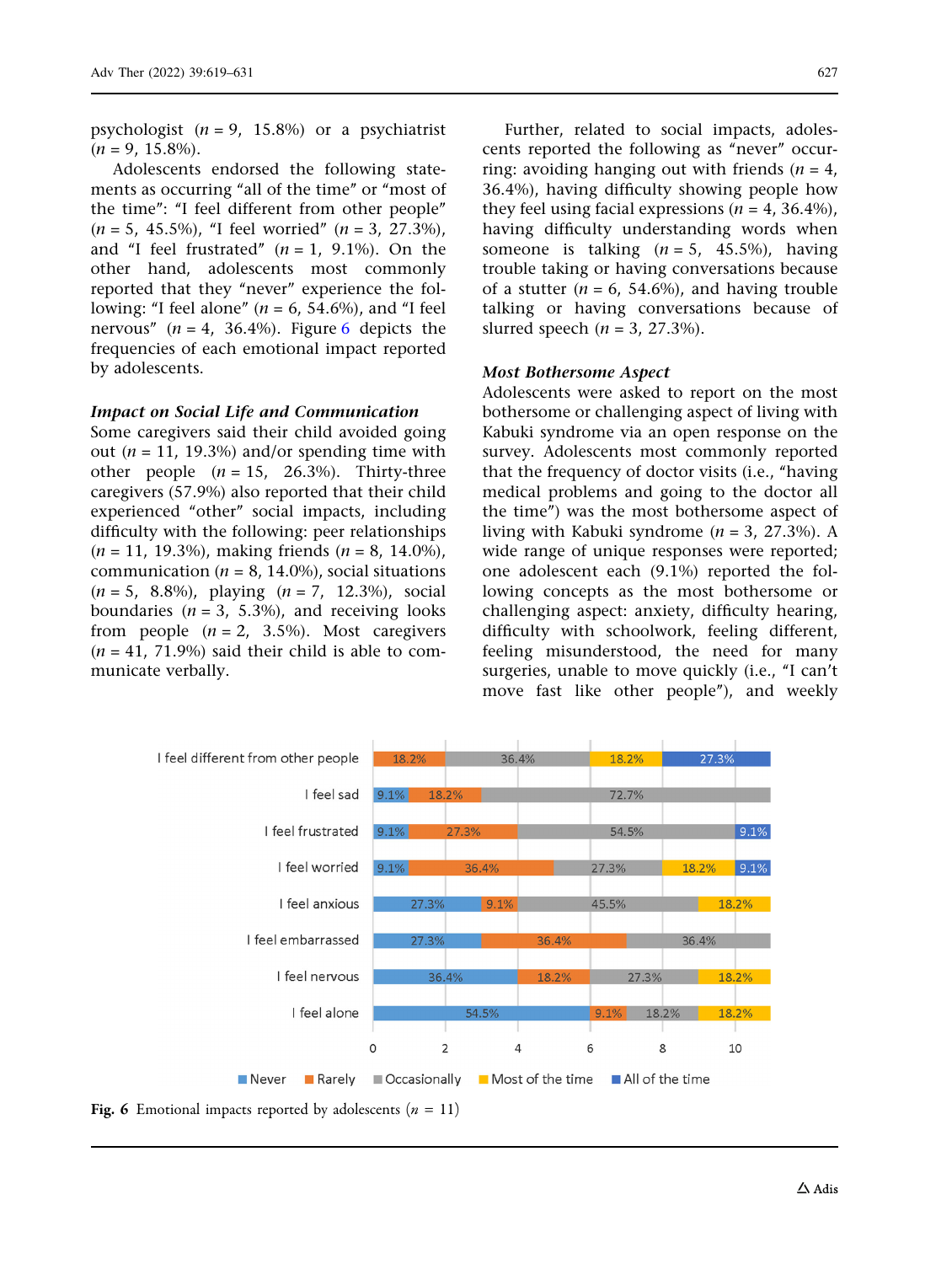psychologist ($n$ = 9, 15.8%) or a psychiatrist ($n$ = 9, 15.8%).

Adolescents endorsed the following statements as occurring "all of the time" or "most of the time": "I feel different from other people" ($n$ = 5, 45.5%), "I feel worried" ($n$ = 3, 27.3%), and "I feel frustrated" ($n$ = 1, 9.1%). On the other hand, adolescents most commonly reported that they "never" experience the following: "I feel alone" ($n$ = 6, 54.6%), and "I feel nervous" ($n$ = 4, 36.4%). Figure 6 depicts the frequencies of each emotional impact reported by adolescents.

### *Impact on Social Life and Communication*

Some caregivers said their child avoided going out ($n$ = 11, 19.3%) and/or spending time with other people ($n$ = 15, 26.3%). Thirty-three caregivers (57.9%) also reported that their child experienced "other" social impacts, including difficulty with the following: peer relationships ($n$ = 11, 19.3%), making friends ($n$ = 8, 14.0%), communication ($n$ = 8, 14.0%), social situations ($n$ = 5, 8.8%), playing ($n$ = 7, 12.3%), social boundaries ($n$ = 3, 5.3%), and receiving looks from people ($n$ = 2, 3.5%). Most caregivers ($n$ = 41, 71.9%) said their child is able to communicate verbally.

Further, related to social impacts, adolescents reported the following as "never" occurring: avoiding hanging out with friends ($n$ = 4, 36.4%), having difficulty showing people how they feel using facial expressions ($n$ = 4, 36.4%), having difficulty understanding words when someone is talking ($n$ = 5, 45.5%), having trouble taking or having conversations because of a stutter ($n$ = 6, 54.6%), and having trouble talking or having conversations because of slurred speech ($n$ = 3, 27.3%).

### *Most Bothersome Aspect*

Adolescents were asked to report on the most bothersome or challenging aspect of living with Kabuki syndrome via an open response on the survey. Adolescents most commonly reported that the frequency of doctor visits (i.e., "having medical problems and going to the doctor all the time") was the most bothersome aspect of living with Kabuki syndrome ($n$ = 3, 27.3%). A wide range of unique responses were reported; one adolescent each (9.1%) reported the following concepts as the most bothersome or challenging aspect: anxiety, difficulty hearing, difficulty with schoolwork, feeling different, feeling misunderstood, the need for many surgeries, unable to move quickly (i.e., "I can't move fast like other people"), and weekly

| | Never | Rarely | Occasionally | Most of the time | All of the time |
|---|---|---|---|---|---|
| I feel different from other people | | 18.2% | 36.4% | 18.2% | 27.3% |
| I feel sad | 9.1% | 18.2% | 72.7% | | |
| I feel frustrated | 9.1% | 27.3% | 54.5% | | 9.1% |
| I feel worried | 9.1% | 36.4% | 27.3% | 18.2% | 9.1% |
| I feel anxious | 27.3% | 9.1% | 45.5% | 18.2% | |
| I feel embarrassed | 27.3% | 36.4% | 36.4% | | |
| I feel nervous | 36.4% | 18.2% | 27.3% | 18.2% | |
| I feel alone | 54.5% | 9.1% | 18.2% | 18.2% | |

**Fig. 6** Emotional impacts reported by adolescents ($n$ = 11)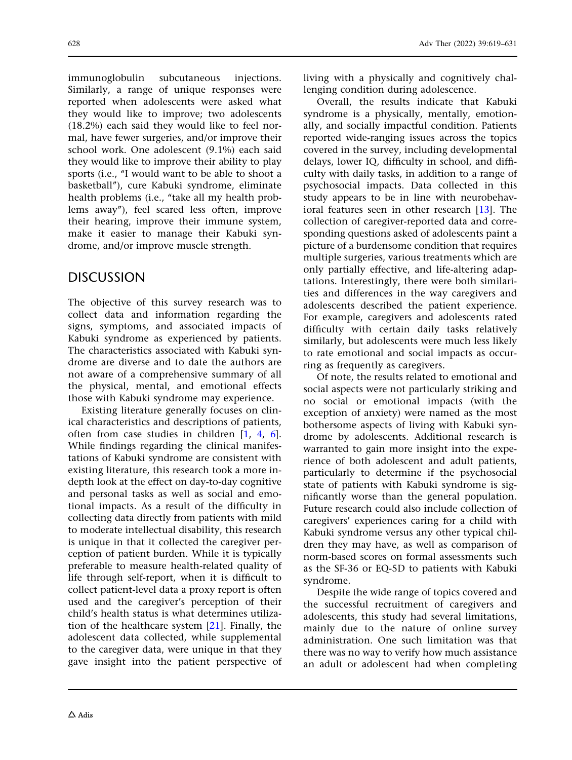immunoglobulin subcutaneous injections. Similarly, a range of unique responses were reported when adolescents were asked what they would like to improve; two adolescents (18.2%) each said they would like to feel normal, have fewer surgeries, and/or improve their school work. One adolescent (9.1%) each said they would like to improve their ability to play sports (i.e., "I would want to be able to shoot a basketball"), cure Kabuki syndrome, eliminate health problems (i.e., "take all my health problems away"), feel scared less often, improve their hearing, improve their immune system, make it easier to manage their Kabuki syndrome, and/or improve muscle strength.

## DISCUSSION

The objective of this survey research was to collect data and information regarding the signs, symptoms, and associated impacts of Kabuki syndrome as experienced by patients. The characteristics associated with Kabuki syndrome are diverse and to date the authors are not aware of a comprehensive summary of all the physical, mental, and emotional effects those with Kabuki syndrome may experience.

Existing literature generally focuses on clinical characteristics and descriptions of patients, often from case studies in children [1, 4, 6]. While findings regarding the clinical manifestations of Kabuki syndrome are consistent with existing literature, this research took a more in-depth look at the effect on day-to-day cognitive and personal tasks as well as social and emotional impacts. As a result of the difficulty in collecting data directly from patients with mild to moderate intellectual disability, this research is unique in that it collected the caregiver perception of patient burden. While it is typically preferable to measure health-related quality of life through self-report, when it is difficult to collect patient-level data a proxy report is often used and the caregiver's perception of their child's health status is what determines utilization of the healthcare system [21]. Finally, the adolescent data collected, while supplemental to the caregiver data, were unique in that they gave insight into the patient perspective of living with a physically and cognitively challenging condition during adolescence.

Overall, the results indicate that Kabuki syndrome is a physically, mentally, emotionally, and socially impactful condition. Patients reported wide-ranging issues across the topics covered in the survey, including developmental delays, lower IQ, difficulty in school, and difficulty with daily tasks, in addition to a range of psychosocial impacts. Data collected in this study appears to be in line with neurobehavioral features seen in other research [13]. The collection of caregiver-reported data and corresponding questions asked of adolescents paint a picture of a burdensome condition that requires multiple surgeries, various treatments which are only partially effective, and life-altering adaptations. Interestingly, there were both similarities and differences in the way caregivers and adolescents described the patient experience. For example, caregivers and adolescents rated difficulty with certain daily tasks relatively similarly, but adolescents were much less likely to rate emotional and social impacts as occurring as frequently as caregivers.

Of note, the results related to emotional and social aspects were not particularly striking and no social or emotional impacts (with the exception of anxiety) were named as the most bothersome aspects of living with Kabuki syndrome by adolescents. Additional research is warranted to gain more insight into the experience of both adolescent and adult patients, particularly to determine if the psychosocial state of patients with Kabuki syndrome is significantly worse than the general population. Future research could also include collection of caregivers' experiences caring for a child with Kabuki syndrome versus any other typical children they may have, as well as comparison of norm-based scores on formal assessments such as the SF-36 or EQ-5D to patients with Kabuki syndrome.

Despite the wide range of topics covered and the successful recruitment of caregivers and adolescents, this study had several limitations, mainly due to the nature of online survey administration. One such limitation was that there was no way to verify how much assistance an adult or adolescent had when completing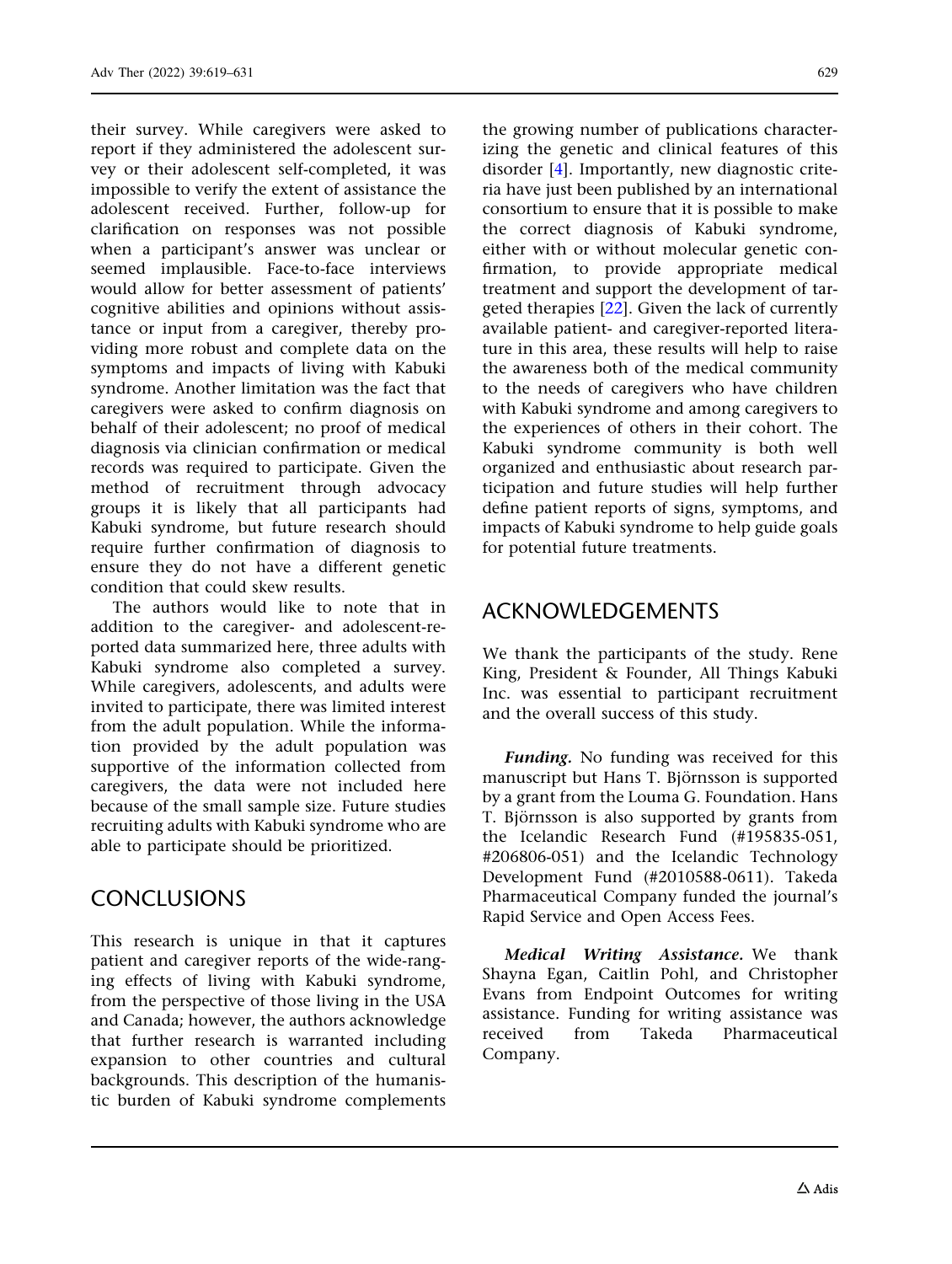their survey. While caregivers were asked to report if they administered the adolescent survey or their adolescent self-completed, it was impossible to verify the extent of assistance the adolescent received. Further, follow-up for clarification on responses was not possible when a participant's answer was unclear or seemed implausible. Face-to-face interviews would allow for better assessment of patients' cognitive abilities and opinions without assistance or input from a caregiver, thereby providing more robust and complete data on the symptoms and impacts of living with Kabuki syndrome. Another limitation was the fact that caregivers were asked to confirm diagnosis on behalf of their adolescent; no proof of medical diagnosis via clinician confirmation or medical records was required to participate. Given the method of recruitment through advocacy groups it is likely that all participants had Kabuki syndrome, but future research should require further confirmation of diagnosis to ensure they do not have a different genetic condition that could skew results.

The authors would like to note that in addition to the caregiver- and adolescent-reported data summarized here, three adults with Kabuki syndrome also completed a survey. While caregivers, adolescents, and adults were invited to participate, there was limited interest from the adult population. While the information provided by the adult population was supportive of the information collected from caregivers, the data were not included here because of the small sample size. Future studies recruiting adults with Kabuki syndrome who are able to participate should be prioritized.

## CONCLUSIONS

This research is unique in that it captures patient and caregiver reports of the wide-ranging effects of living with Kabuki syndrome, from the perspective of those living in the USA and Canada; however, the authors acknowledge that further research is warranted including expansion to other countries and cultural backgrounds. This description of the humanistic burden of Kabuki syndrome complements the growing number of publications characterizing the genetic and clinical features of this disorder [4]. Importantly, new diagnostic criteria have just been published by an international consortium to ensure that it is possible to make the correct diagnosis of Kabuki syndrome, either with or without molecular genetic confirmation, to provide appropriate medical treatment and support the development of targeted therapies [22]. Given the lack of currently available patient- and caregiver-reported literature in this area, these results will help to raise the awareness both of the medical community to the needs of caregivers who have children with Kabuki syndrome and among caregivers to the experiences of others in their cohort. The Kabuki syndrome community is both well organized and enthusiastic about research participation and future studies will help further define patient reports of signs, symptoms, and impacts of Kabuki syndrome to help guide goals for potential future treatments.

## ACKNOWLEDGEMENTS

We thank the participants of the study. Rene King, President & Founder, All Things Kabuki Inc. was essential to participant recruitment and the overall success of this study.

***Funding.*** No funding was received for this manuscript but Hans T. Björnsson is supported by a grant from the Louma G. Foundation. Hans T. Björnsson is also supported by grants from the Icelandic Research Fund (#195835-051, #206806-051) and the Icelandic Technology Development Fund (#2010588-0611). Takeda Pharmaceutical Company funded the journal's Rapid Service and Open Access Fees.

***Medical Writing Assistance.*** We thank Shayna Egan, Caitlin Pohl, and Christopher Evans from Endpoint Outcomes for writing assistance. Funding for writing assistance was received from Takeda Pharmaceutical Company.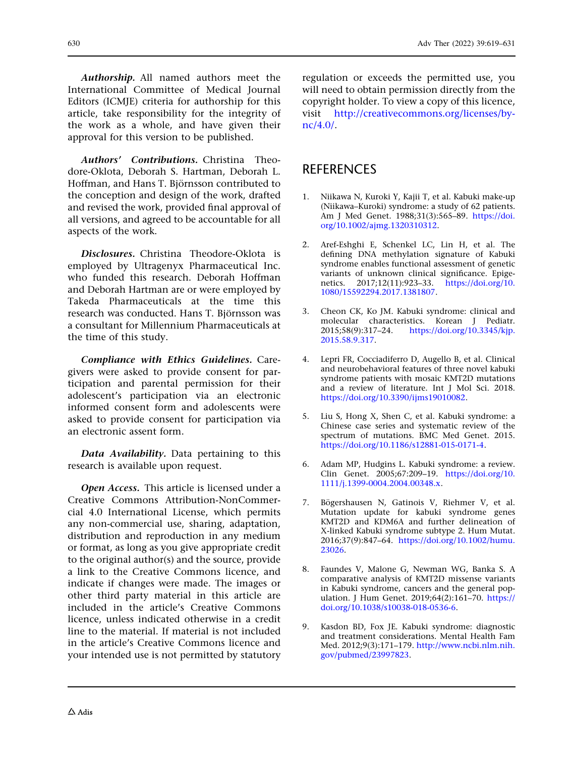***Authorship.*** All named authors meet the International Committee of Medical Journal Editors (ICMJE) criteria for authorship for this article, take responsibility for the integrity of the work as a whole, and have given their approval for this version to be published.

***Authors' Contributions.*** Christina Theodore-Oklota, Deborah S. Hartman, Deborah L. Hoffman, and Hans T. Björnsson contributed to the conception and design of the work, drafted and revised the work, provided final approval of all versions, and agreed to be accountable for all aspects of the work.

***Disclosures.*** Christina Theodore-Oklota is employed by Ultragenyx Pharmaceutical Inc. who funded this research. Deborah Hoffman and Deborah Hartman are or were employed by Takeda Pharmaceuticals at the time this research was conducted. Hans T. Björnsson was a consultant for Millennium Pharmaceuticals at the time of this study.

***Compliance with Ethics Guidelines.*** Caregivers were asked to provide consent for participation and parental permission for their adolescent's participation via an electronic informed consent form and adolescents were asked to provide consent for participation via an electronic assent form.

***Data Availability.*** Data pertaining to this research is available upon request.

***Open Access.*** This article is licensed under a Creative Commons Attribution-NonCommercial 4.0 International License, which permits any non-commercial use, sharing, adaptation, distribution and reproduction in any medium or format, as long as you give appropriate credit to the original author(s) and the source, provide a link to the Creative Commons licence, and indicate if changes were made. The images or other third party material in this article are included in the article's Creative Commons licence, unless indicated otherwise in a credit line to the material. If material is not included in the article's Creative Commons licence and your intended use is not permitted by statutory regulation or exceeds the permitted use, you will need to obtain permission directly from the copyright holder. To view a copy of this licence, visit http://creativecommons.org/licenses/by-nc/4.0/.

## REFERENCES

1. Niikawa N, Kuroki Y, Kajii T, et al. Kabuki make-up (Niikawa–Kuroki) syndrome: a study of 62 patients. Am J Med Genet. 1988;31(3):565–89. https://doi.org/10.1002/ajmg.1320310312.

2. Aref-Eshghi E, Schenkel LC, Lin H, et al. The defining DNA methylation signature of Kabuki syndrome enables functional assessment of genetic variants of unknown clinical significance. Epigenetics. 2017;12(11):923–33. https://doi.org/10.1080/15592294.2017.1381807.

3. Cheon CK, Ko JM. Kabuki syndrome: clinical and molecular characteristics. Korean J Pediatr. 2015;58(9):317–24. https://doi.org/10.3345/kjp.2015.58.9.317.

4. Lepri FR, Cocciadiferro D, Augello B, et al. Clinical and neurobehavioral features of three novel kabuki syndrome patients with mosaic KMT2D mutations and a review of literature. Int J Mol Sci. 2018. https://doi.org/10.3390/ijms19010082.

5. Liu S, Hong X, Shen C, et al. Kabuki syndrome: a Chinese case series and systematic review of the spectrum of mutations. BMC Med Genet. 2015. https://doi.org/10.1186/s12881-015-0171-4.

6. Adam MP, Hudgins L. Kabuki syndrome: a review. Clin Genet. 2005;67:209–19. https://doi.org/10.1111/j.1399-0004.2004.00348.x.

7. Bögershausen N, Gatinois V, Riehmer V, et al. Mutation update for kabuki syndrome genes KMT2D and KDM6A and further delineation of X-linked Kabuki syndrome subtype 2. Hum Mutat. 2016;37(9):847–64. https://doi.org/10.1002/humu.23026.

8. Faundes V, Malone G, Newman WG, Banka S. A comparative analysis of KMT2D missense variants in Kabuki syndrome, cancers and the general population. J Hum Genet. 2019;64(2):161–70. https://doi.org/10.1038/s10038-018-0536-6.

9. Kasdon BD, Fox JE. Kabuki syndrome: diagnostic and treatment considerations. Mental Health Fam Med. 2012;9(3):171–179. http://www.ncbi.nlm.nih.gov/pubmed/23997823.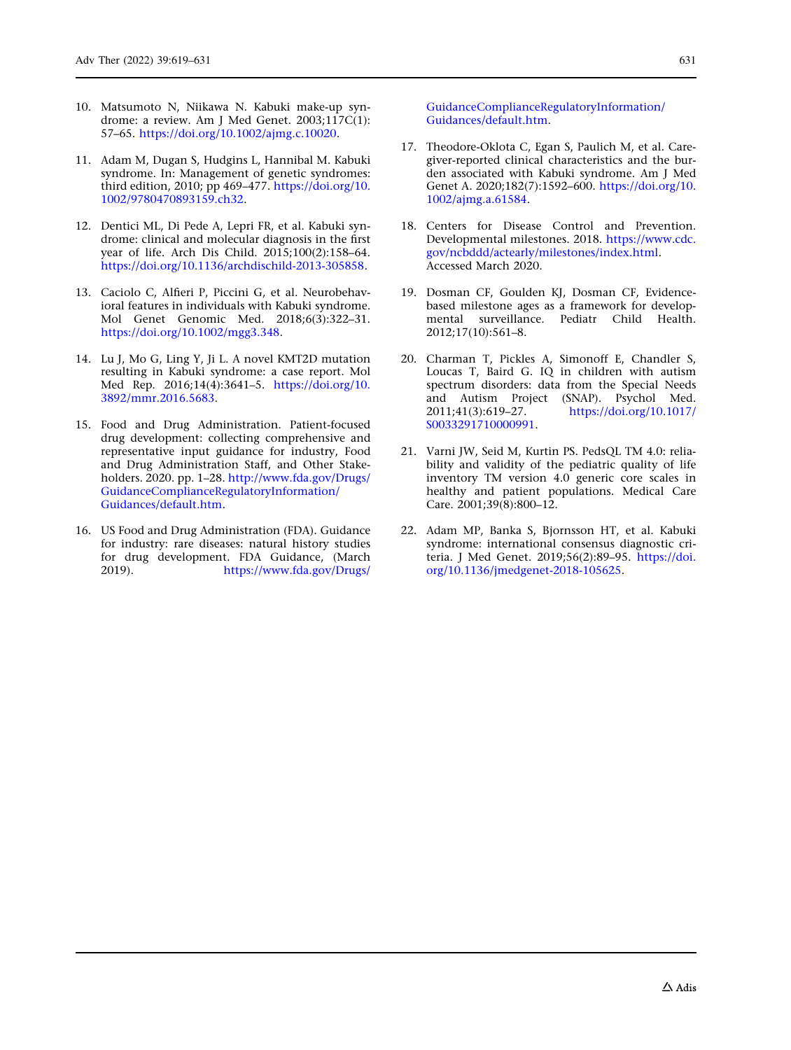10. Matsumoto N, Niikawa N. Kabuki make-up syndrome: a review. Am J Med Genet. 2003;117C(1):57–65. https://doi.org/10.1002/ajmg.c.10020.

11. Adam M, Dugan S, Hudgins L, Hannibal M. Kabuki syndrome. In: Management of genetic syndromes: third edition, 2010; pp 469–477. https://doi.org/10.1002/9780470893159.ch32.

12. Dentici ML, Di Pede A, Lepri FR, et al. Kabuki syndrome: clinical and molecular diagnosis in the first year of life. Arch Dis Child. 2015;100(2):158–64. https://doi.org/10.1136/archdischild-2013-305858.

13. Caciolo C, Alfieri P, Piccini G, et al. Neurobehavioral features in individuals with Kabuki syndrome. Mol Genet Genomic Med. 2018;6(3):322–31. https://doi.org/10.1002/mgg3.348.

14. Lu J, Mo G, Ling Y, Ji L. A novel KMT2D mutation resulting in Kabuki syndrome: a case report. Mol Med Rep. 2016;14(4):3641–5. https://doi.org/10.3892/mmr.2016.5683.

15. Food and Drug Administration. Patient-focused drug development: collecting comprehensive and representative input guidance for industry, Food and Drug Administration Staff, and Other Stakeholders. 2020. pp. 1–28. http://www.fda.gov/Drugs/GuidanceComplianceRegulatoryInformation/Guidances/default.htm.

16. US Food and Drug Administration (FDA). Guidance for industry: rare diseases: natural history studies for drug development. FDA Guidance, (March 2019). https://www.fda.gov/Drugs/GuidanceComplianceRegulatoryInformation/Guidances/default.htm.

17. Theodore-Oklota C, Egan S, Paulich M, et al. Caregiver-reported clinical characteristics and the burden associated with Kabuki syndrome. Am J Med Genet A. 2020;182(7):1592–600. https://doi.org/10.1002/ajmg.a.61584.

18. Centers for Disease Control and Prevention. Developmental milestones. 2018. https://www.cdc.gov/ncbddd/actearly/milestones/index.html. Accessed March 2020.

19. Dosman CF, Goulden KJ, Dosman CF, Evidence-based milestone ages as a framework for developmental surveillance. Pediatr Child Health. 2012;17(10):561–8.

20. Charman T, Pickles A, Simonoff E, Chandler S, Loucas T, Baird G. IQ in children with autism spectrum disorders: data from the Special Needs and Autism Project (SNAP). Psychol Med. 2011;41(3):619–27. https://doi.org/10.1017/S0033291710000991.

21. Varni JW, Seid M, Kurtin PS. PedsQL TM 4.0: reliability and validity of the pediatric quality of life inventory TM version 4.0 generic core scales in healthy and patient populations. Medical Care Care. 2001;39(8):800–12.

22. Adam MP, Banka S, Bjornsson HT, et al. Kabuki syndrome: international consensus diagnostic criteria. J Med Genet. 2019;56(2):89–95. https://doi.org/10.1136/jmedgenet-2018-105625.